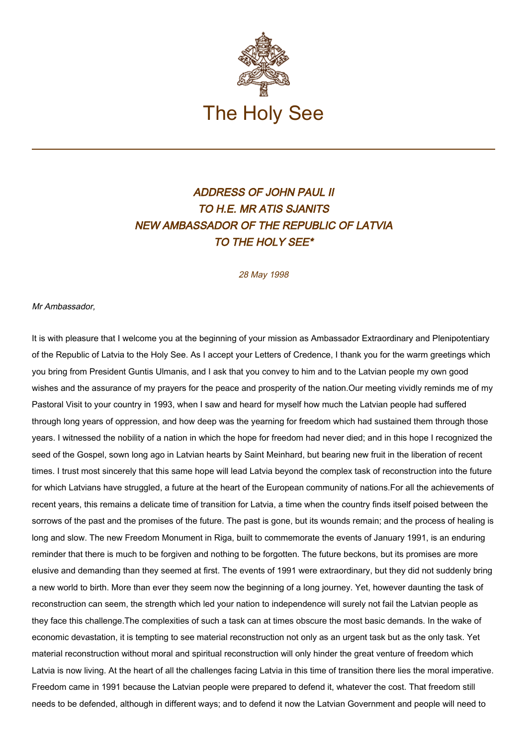# The Holy See

## *ADDRESS OF JOHN PAUL II TO H.E. MR ATIS SJANITS NEW AMBASSADOR OF THE REPUBLIC OF LATVIA TO THE HOLY SEE**

*28 May 1998*

*Mr Ambassador,*

It is with pleasure that I welcome you at the beginning of your mission as Ambassador Extraordinary and Plenipotentiary of the Republic of Latvia to the Holy See. As I accept your Letters of Credence, I thank you for the warm greetings which you bring from President Guntis Ulmanis, and I ask that you convey to him and to the Latvian people my own good wishes and the assurance of my prayers for the peace and prosperity of the nation.

Our meeting vividly reminds me of my Pastoral Visit to your country in 1993, when I saw and heard for myself how much the Latvian people had suffered through long years of oppression, and how deep was the yearning for freedom which had sustained them through those years. I witnessed the nobility of a nation in which the hope for freedom had never died; and in this hope I recognized the seed of the Gospel, sown long ago in Latvian hearts by Saint Meinhard, but bearing new fruit in the liberation of recent times. I trust most sincerely that this same hope will lead Latvia beyond the complex task of reconstruction into the future for which Latvians have struggled, a future at the heart of the European community of nations.

For all the achievements of recent years, this remains a delicate time of transition for Latvia, a time when the country finds itself poised between the sorrows of the past and the promises of the future. The past is gone, but its wounds remain; and the process of healing is long and slow. The new Freedom Monument in Riga, built to commemorate the events of January 1991, is an enduring reminder that there is much to be forgiven and nothing to be forgotten. The future beckons, but its promises are more elusive and demanding than they seemed at first. The events of 1991 were extraordinary, but they did not suddenly bring a new world to birth. More than ever they seem now the beginning of a long journey. Yet, however daunting the task of reconstruction can seem, the strength which led your nation to independence will surely not fail the Latvian people as they face this challenge.

The complexities of such a task can at times obscure the most basic demands. In the wake of economic devastation, it is tempting to see material reconstruction not only as an urgent task but as the only task. Yet material reconstruction without moral and spiritual reconstruction will only hinder the great venture of freedom which Latvia is now living. At the heart of all the challenges facing Latvia in this time of transition there lies the moral imperative. Freedom came in 1991 because the Latvian people were prepared to defend it, whatever the cost. That freedom still needs to be defended, although in different ways; and to defend it now the Latvian Government and people will need to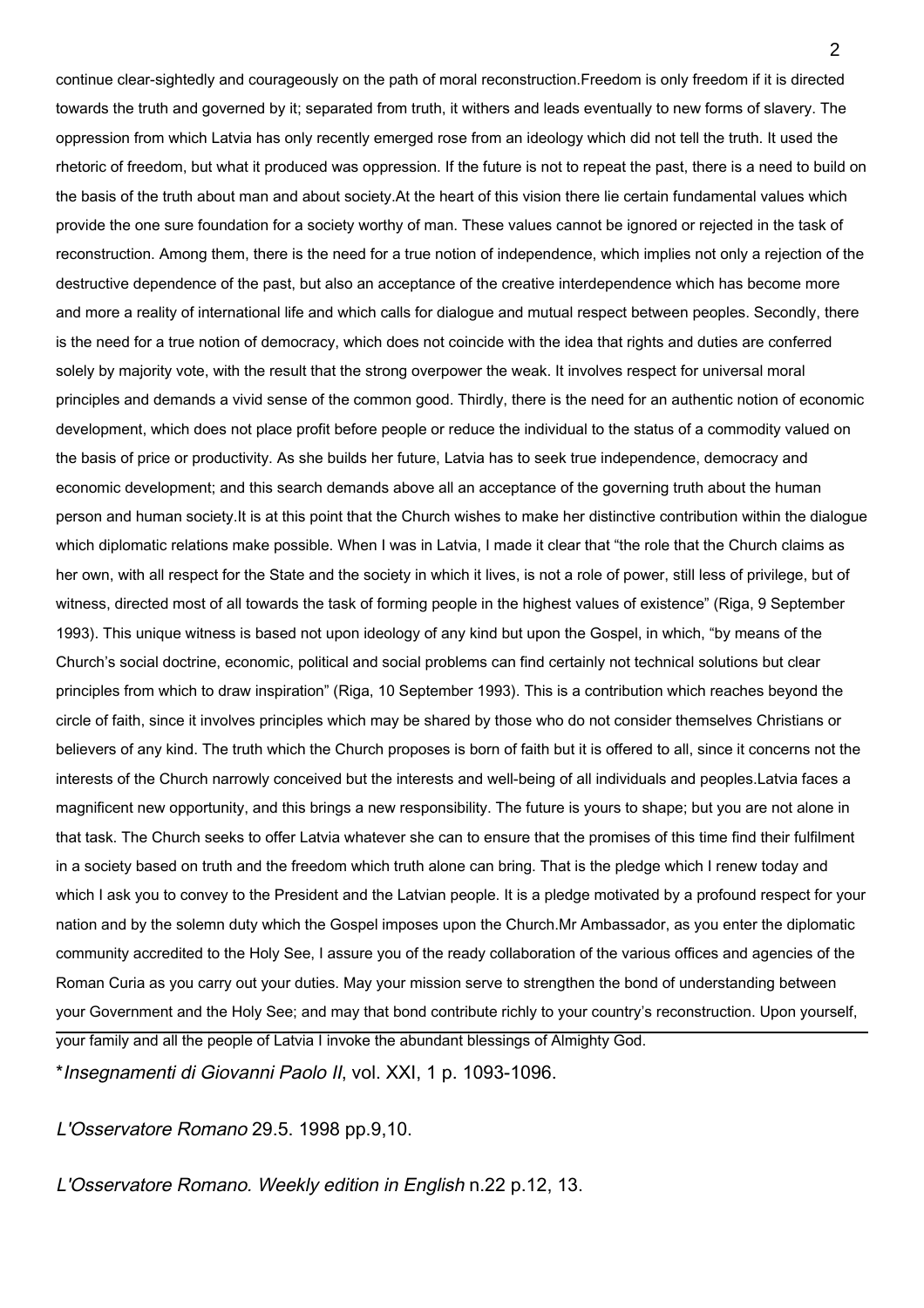continue clear-sightedly and courageously on the path of moral reconstruction.Freedom is only freedom if it is directed towards the truth and governed by it; separated from truth, it withers and leads eventually to new forms of slavery. The oppression from which Latvia has only recently emerged rose from an ideology which did not tell the truth. It used the rhetoric of freedom, but what it produced was oppression. If the future is not to repeat the past, there is a need to build on the basis of the truth about man and about society.At the heart of this vision there lie certain fundamental values which provide the one sure foundation for a society worthy of man. These values cannot be ignored or rejected in the task of reconstruction. Among them, there is the need for a true notion of independence, which implies not only a rejection of the destructive dependence of the past, but also an acceptance of the creative interdependence which has become more and more a reality of international life and which calls for dialogue and mutual respect between peoples. Secondly, there is the need for a true notion of democracy, which does not coincide with the idea that rights and duties are conferred solely by majority vote, with the result that the strong overpower the weak. It involves respect for universal moral principles and demands a vivid sense of the common good. Thirdly, there is the need for an authentic notion of economic development, which does not place profit before people or reduce the individual to the status of a commodity valued on the basis of price or productivity. As she builds her future, Latvia has to seek true independence, democracy and economic development; and this search demands above all an acceptance of the governing truth about the human person and human society.It is at this point that the Church wishes to make her distinctive contribution within the dialogue which diplomatic relations make possible. When I was in Latvia, I made it clear that "the role that the Church claims as her own, with all respect for the State and the society in which it lives, is not a role of power, still less of privilege, but of witness, directed most of all towards the task of forming people in the highest values of existence" (Riga, 9 September 1993). This unique witness is based not upon ideology of any kind but upon the Gospel, in which, "by means of the Church's social doctrine, economic, political and social problems can find certainly not technical solutions but clear principles from which to draw inspiration" (Riga, 10 September 1993). This is a contribution which reaches beyond the circle of faith, since it involves principles which may be shared by those who do not consider themselves Christians or believers of any kind. The truth which the Church proposes is born of faith but it is offered to all, since it concerns not the interests of the Church narrowly conceived but the interests and well-being of all individuals and peoples.Latvia faces a magnificent new opportunity, and this brings a new responsibility. The future is yours to shape; but you are not alone in that task. The Church seeks to offer Latvia whatever she can to ensure that the promises of this time find their fulfilment in a society based on truth and the freedom which truth alone can bring. That is the pledge which I renew today and which I ask you to convey to the President and the Latvian people. It is a pledge motivated by a profound respect for your nation and by the solemn duty which the Gospel imposes upon the Church.Mr Ambassador, as you enter the diplomatic community accredited to the Holy See, I assure you of the ready collaboration of the various offices and agencies of the Roman Curia as you carry out your duties. May your mission serve to strengthen the bond of understanding between your Government and the Holy See; and may that bond contribute richly to your country's reconstruction. Upon yourself, your family and all the people of Latvia I invoke the abundant blessings of Almighty God.

---

**Insegnamenti di Giovanni Paolo II*, vol. XXI, 1 p. 1093-1096.

*L'Osservatore Romano* 29.5. 1998 pp.9,10.

*L'Osservatore Romano. Weekly edition in English* n.22 p.12, 13.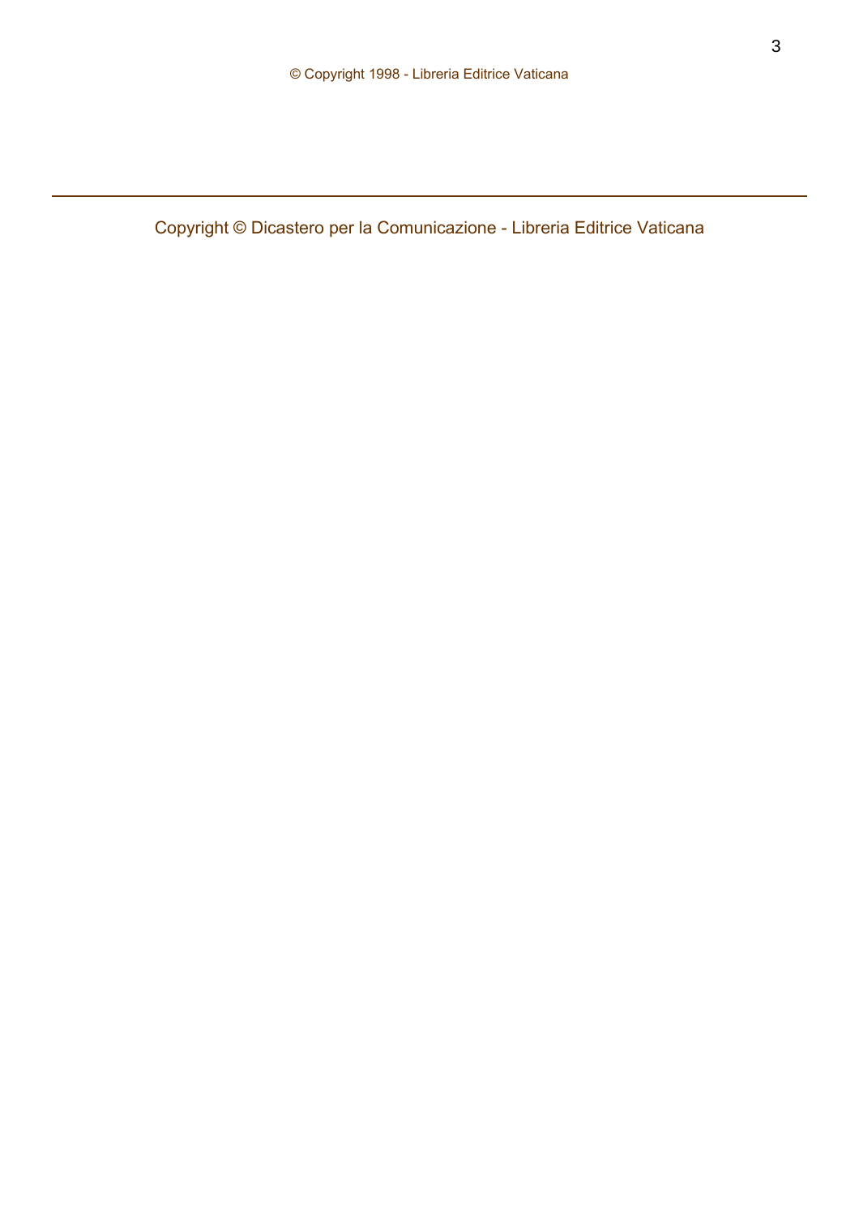© Copyright 1998 - Libreria Editrice Vaticana

---

Copyright © Dicastero per la Comunicazione - Libreria Editrice Vaticana